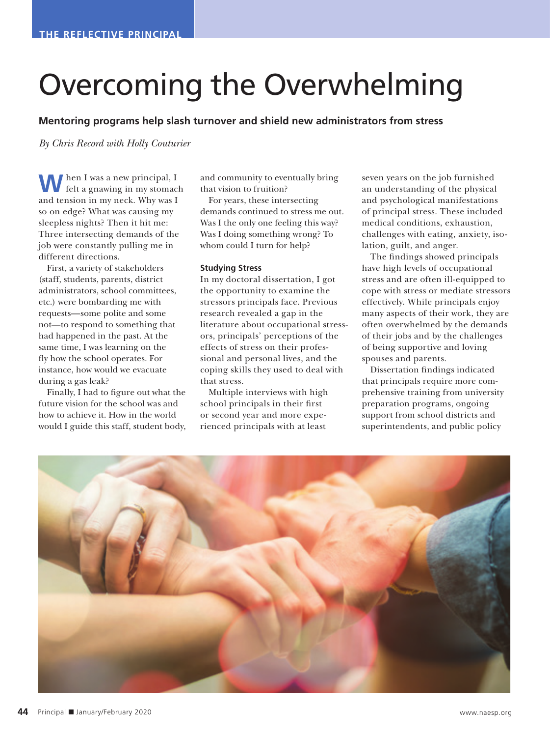THE REFLECTIVE PRINCIPAL

# Overcoming the Overwhelming

**Mentoring programs help slash turnover and shield new administrators from stress**

*By Chris Record with Holly Couturier*

When I was a new principal, I felt a gnawing in my stomach and tension in my neck. Why was I so on edge? What was causing my sleepless nights? Then it hit me: Three intersecting demands of the job were constantly pulling me in different directions.

First, a variety of stakeholders (staff, students, parents, district administrators, school committees, etc.) were bombarding me with requests—some polite and some not—to respond to something that had happened in the past. At the same time, I was learning on the fly how the school operates. For instance, how would we evacuate during a gas leak?

Finally, I had to figure out what the future vision for the school was and how to achieve it. How in the world would I guide this staff, student body, and community to eventually bring that vision to fruition?

For years, these intersecting demands continued to stress me out. Was I the only one feeling this way? Was I doing something wrong? To whom could I turn for help?

### Studying Stress

In my doctoral dissertation, I got the opportunity to examine the stressors principals face. Previous research revealed a gap in the literature about occupational stressors, principals' perceptions of the effects of stress on their professional and personal lives, and the coping skills they used to deal with that stress.

Multiple interviews with high school principals in their first or second year and more experienced principals with at least seven years on the job furnished an understanding of the physical and psychological manifestations of principal stress. These included medical conditions, exhaustion, challenges with eating, anxiety, isolation, guilt, and anger.

The findings showed principals have high levels of occupational stress and are often ill-equipped to cope with stress or mediate stressors effectively. While principals enjoy many aspects of their work, they are often overwhelmed by the demands of their jobs and by the challenges of being supportive and loving spouses and parents.

Dissertation findings indicated that principals require more comprehensive training from university preparation programs, ongoing support from school districts and superintendents, and public policy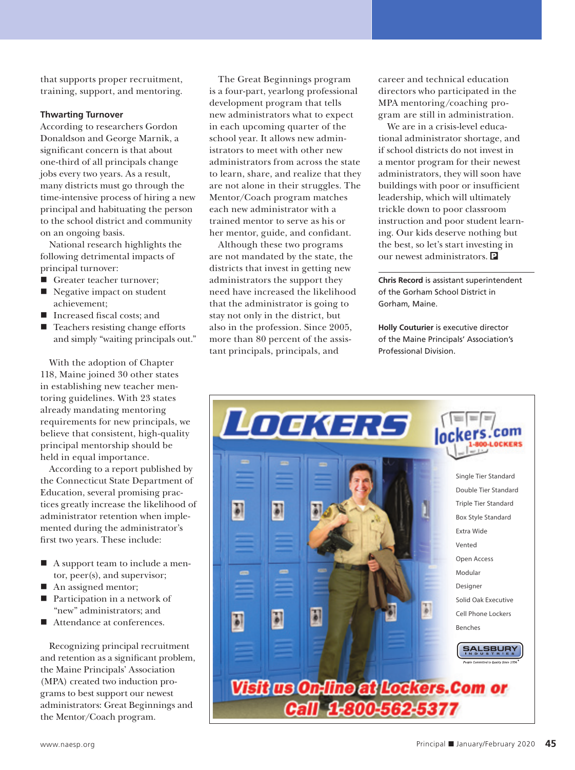that supports proper recruitment, training, support, and mentoring.

### Thwarting Turnover

According to researchers Gordon Donaldson and George Marnik, a significant concern is that about one-third of all principals change jobs every two years. As a result, many districts must go through the time-intensive process of hiring a new principal and habituating the person to the school district and community on an ongoing basis.

National research highlights the following detrimental impacts of principal turnover:

- Greater teacher turnover;
- Negative impact on student achievement;
- Increased fiscal costs; and
- Teachers resisting change efforts and simply "waiting principals out."

With the adoption of Chapter 118, Maine joined 30 other states in establishing new teacher mentoring guidelines. With 23 states already mandating mentoring requirements for new principals, we believe that consistent, high-quality principal mentorship should be held in equal importance.

According to a report published by the Connecticut State Department of Education, several promising practices greatly increase the likelihood of administrator retention when implemented during the administrator's first two years. These include:

- A support team to include a mentor, peer(s), and supervisor;
- An assigned mentor;
- Participation in a network of "new" administrators; and
- Attendance at conferences.

Recognizing principal recruitment and retention as a significant problem, the Maine Principals' Association (MPA) created two induction programs to best support our newest administrators: Great Beginnings and the Mentor/Coach program.

The Great Beginnings program is a four-part, yearlong professional development program that tells new administrators what to expect in each upcoming quarter of the school year. It allows new administrators to meet with other new administrators from across the state to learn, share, and realize that they are not alone in their struggles. The Mentor/Coach program matches each new administrator with a trained mentor to serve as his or her mentor, guide, and confidant.

Although these two programs are not mandated by the state, the districts that invest in getting new administrators the support they need have increased the likelihood that the administrator is going to stay not only in the district, but also in the profession. Since 2005, more than 80 percent of the assistant principals, principals, and career and technical education directors who participated in the MPA mentoring/coaching program are still in administration.

We are in a crisis-level educational administrator shortage, and if school districts do not invest in a mentor program for their newest administrators, they will soon have buildings with poor or insufficient leadership, which will ultimately trickle down to poor classroom instruction and poor student learning. Our kids deserve nothing but the best, so let's start investing in our newest administrators.

---

**Chris Record** is assistant superintendent of the Gorham School District in Gorham, Maine.

**Holly Couturier** is executive director of the Maine Principals' Association's Professional Division.

---

LOCKERS

lockers.com 1-800-LOCKERS

Single Tier Standard
Double Tier Standard
Triple Tier Standard
Box Style Standard
Extra Wide
Vented
Open Access
Modular
Designer
Solid Oak Executive
Cell Phone Lockers
Benches

SALSBURY INDUSTRIES
People Committed to Quality Since 1936

Visit us On-line at Lockers.Com or Call 1-800-562-5377